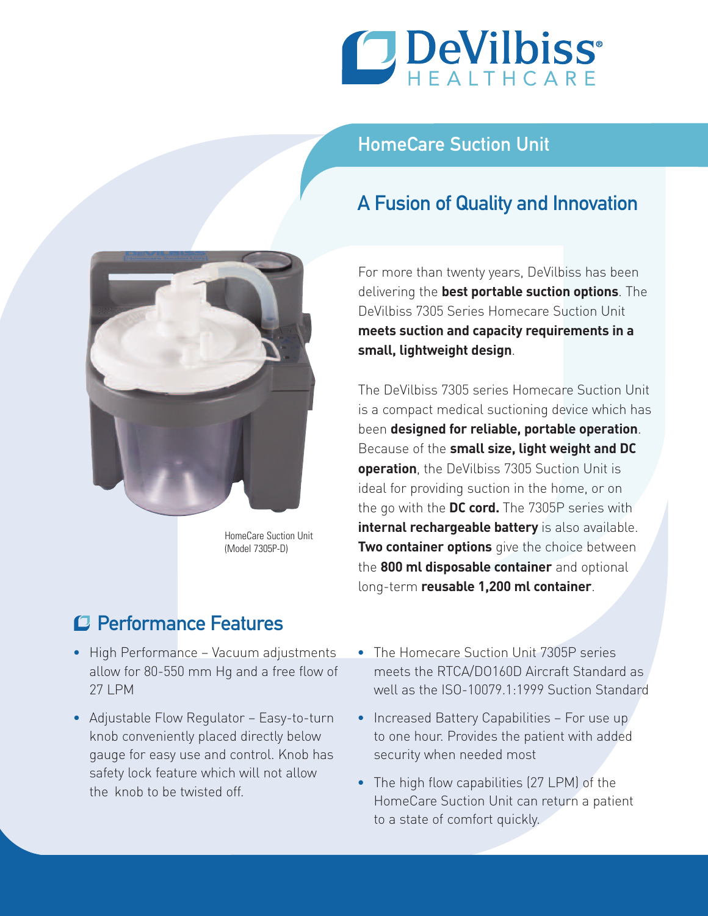# DeVilbiss HEALTHCARE

## HomeCare Suction Unit

## A Fusion of Quality and Innovation

HomeCare Suction Unit
(Model 7305P-D)

For more than twenty years, DeVilbiss has been delivering the **best portable suction options**. The DeVilbiss 7305 Series Homecare Suction Unit **meets suction and capacity requirements in a small, lightweight design**.

The DeVilbiss 7305 series Homecare Suction Unit is a compact medical suctioning device which has been **designed for reliable, portable operation**. Because of the **small size, light weight and DC operation**, the DeVilbiss 7305 Suction Unit is ideal for providing suction in the home, or on the go with the **DC cord.** The 7305P series with **internal rechargeable battery** is also available. **Two container options** give the choice between the **800 ml disposable container** and optional long-term **reusable 1,200 ml container**.

## Performance Features

- High Performance – Vacuum adjustments allow for 80-550 mm Hg and a free flow of 27 LPM
- Adjustable Flow Regulator – Easy-to-turn knob conveniently placed directly below gauge for easy use and control. Knob has safety lock feature which will not allow the knob to be twisted off.
- The Homecare Suction Unit 7305P series meets the RTCA/DO160D Aircraft Standard as well as the ISO-10079.1:1999 Suction Standard
- Increased Battery Capabilities – For use up to one hour. Provides the patient with added security when needed most
- The high flow capabilities (27 LPM) of the HomeCare Suction Unit can return a patient to a state of comfort quickly.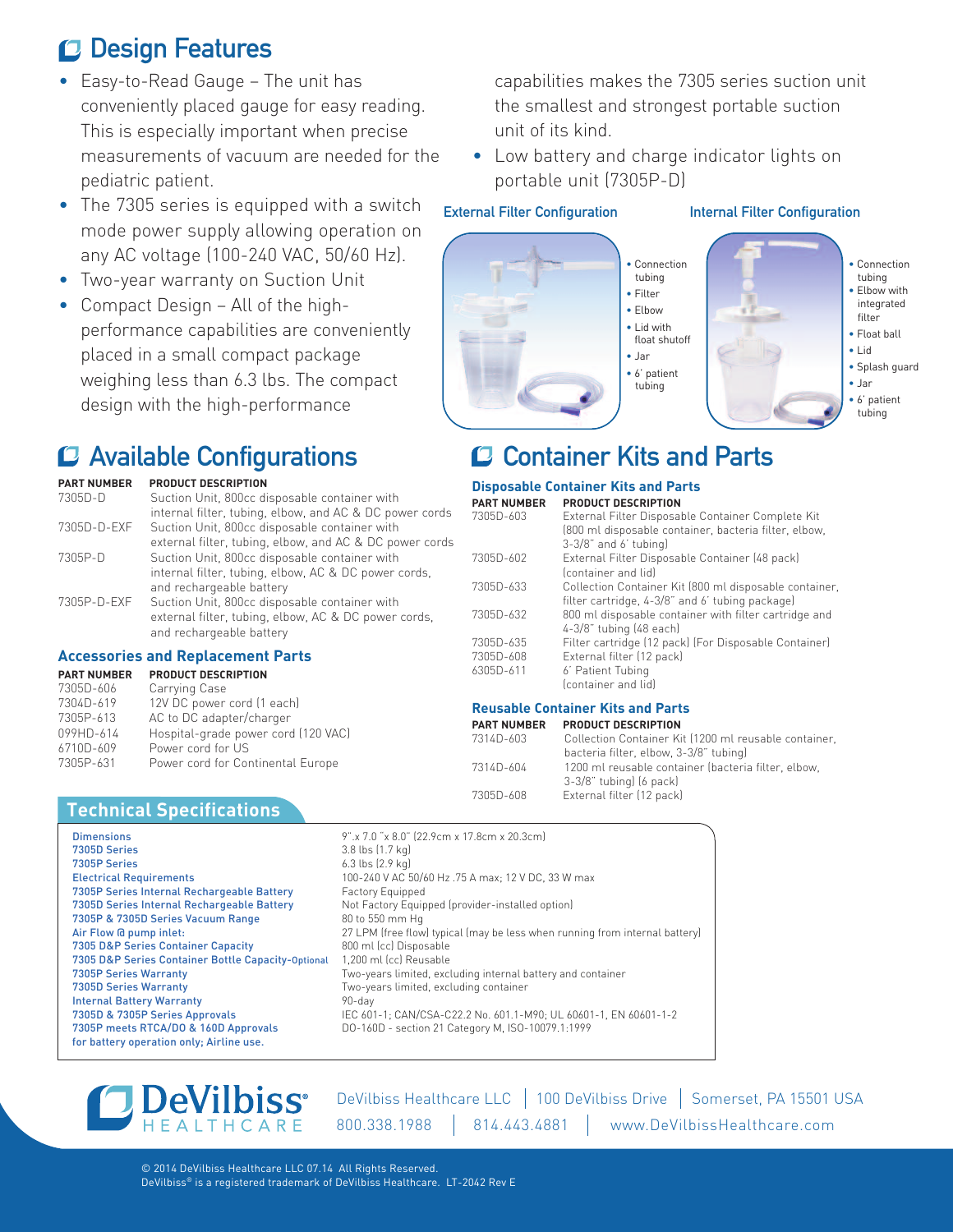## Design Features

- Easy-to-Read Gauge – The unit has conveniently placed gauge for easy reading. This is especially important when precise measurements of vacuum are needed for the pediatric patient.
- The 7305 series is equipped with a switch mode power supply allowing operation on any AC voltage (100-240 VAC, 50/60 Hz).
- Two-year warranty on Suction Unit
- Compact Design – All of the high-performance capabilities are conveniently placed in a small compact package weighing less than 6.3 lbs. The compact design with the high-performance capabilities makes the 7305 series suction unit the smallest and strongest portable suction unit of its kind.
- Low battery and charge indicator lights on portable unit (7305P-D)

**External Filter Configuration**

- Connection tubing
- Filter
- Elbow
- Lid with float shutoff
- Jar
- 6' patient tubing

**Internal Filter Configuration**

- Connection tubing
- Elbow with integrated filter
- Float ball
- Lid
- Splash guard
- Jar
- 6' patient tubing

## Available Configurations

| PART NUMBER | PRODUCT DESCRIPTION |
|---|---|
| 7305D-D | Suction Unit, 800cc disposable container with internal filter, tubing, elbow, and AC & DC power cords |
| 7305D-D-EXF | Suction Unit, 800cc disposable container with external filter, tubing, elbow, and AC & DC power cords |
| 7305P-D | Suction Unit, 800cc disposable container with internal filter, tubing, elbow, AC & DC power cords, and rechargeable battery |
| 7305P-D-EXF | Suction Unit, 800cc disposable container with external filter, tubing, elbow, AC & DC power cords, and rechargeable battery |

### Accessories and Replacement Parts

| PART NUMBER | PRODUCT DESCRIPTION |
|---|---|
| 7305D-606 | Carrying Case |
| 7304D-619 | 12V DC power cord (1 each) |
| 7305P-613 | AC to DC adapter/charger |
| 099HD-614 | Hospital-grade power cord (120 VAC) |
| 6710D-609 | Power cord for US |
| 7305P-631 | Power cord for Continental Europe |

## Container Kits and Parts

### Disposable Container Kits and Parts

| PART NUMBER | PRODUCT DESCRIPTION |
|---|---|
| 7305D-603 | External Filter Disposable Container Complete Kit (800 ml disposable container, bacteria filter, elbow, 3-3/8" and 6' tubing) |
| 7305D-602 | External Filter Disposable Container (48 pack) (container and lid) |
| 7305D-633 | Collection Container Kit (800 ml disposable container, filter cartridge, 4-3/8" and 6' tubing package) |
| 7305D-632 | 800 ml disposable container with filter cartridge and 4-3/8" tubing (48 each) |
| 7305D-635 | Filter cartridge (12 pack) (For Disposable Container) |
| 7305D-608 | External filter (12 pack) |
| 6305D-611 | 6' Patient Tubing (container and lid) |

### Reusable Container Kits and Parts

| PART NUMBER | PRODUCT DESCRIPTION |
|---|---|
| 7314D-603 | Collection Container Kit (1200 ml reusable container, bacteria filter, elbow, 3-3/8" tubing) |
| 7314D-604 | 1200 ml reusable container (bacteria filter, elbow, 3-3/8" tubing) (6 pack) |
| 7305D-608 | External filter (12 pack) |

## Technical Specifications

| | |
|---|---|
| Dimensions | 9" x 7.0 "x 8.0" (22.9cm x 17.8cm x 20.3cm) |
| 7305D Series | 3.8 lbs (1.7 kg) |
| 7305P Series | 6.3 lbs (2.9 kg) |
| Electrical Requirements | 100-240 V AC 50/60 Hz .75 A max; 12 V DC, 33 W max |
| 7305P Series Internal Rechargeable Battery | Factory Equipped |
| 7305D Series Internal Rechargeable Battery | Not Factory Equipped (provider-installed option) |
| 7305P & 7305D Series Vacuum Range | 80 to 550 mm Hg |
| Air Flow @ pump inlet: | 27 LPM (free flow) typical (may be less when running from internal battery) |
| 7305 D&P Series Container Capacity | 800 ml (cc) Disposable |
| 7305 D&P Series Container Bottle Capacity-Optional | 1,200 ml (cc) Reusable |
| 7305P Series Warranty | Two-years limited, excluding internal battery and container |
| 7305D Series Warranty | Two-years limited, excluding container |
| Internal Battery Warranty | 90-day |
| 7305D & 7305P Series Approvals | IEC 601-1; CAN/CSA-C22.2 No. 601.1-M90; UL 60601-1, EN 60601-1-2 |
| 7305P meets RTCA/DO & 160D Approvals for battery operation only; Airline use. | DO-160D - section 21 Category M, ISO-10079.1:1999 |

DeVilbiss® HEALTHCARE

DeVilbiss Healthcare LLC | 100 DeVilbiss Drive | Somerset, PA 15501 USA
800.338.1988 | 814.443.4881 | www.DeVilbissHealthcare.com

© 2014 DeVilbiss Healthcare LLC 07.14 All Rights Reserved.
DeVilbiss® is a registered trademark of DeVilbiss Healthcare. LT-2042 Rev E